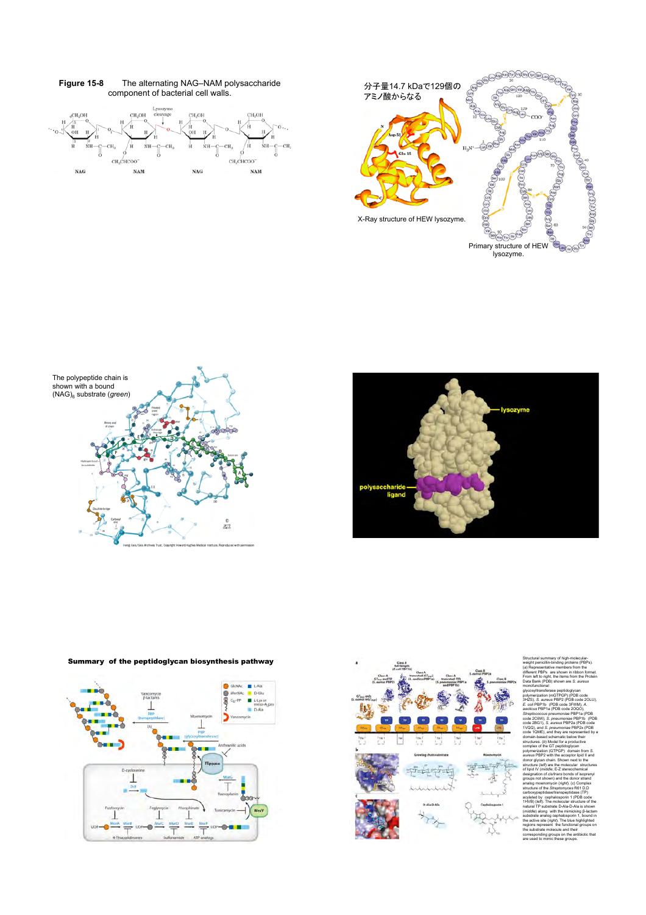**Figure 15-8** The alternating NAG–NAM polysaccharide component of bacterial cell walls.

分子量14.7 kDaで129個のアミノ酸からなる

X-Ray structure of HEW lysozyme.

Primary structure of HEW lysozyme.

The polypeptide chain is shown with a bound $(NAG)_6$ substrate (*green*)

**Summary of the peptidoglycan biosynthesis pathway**

Structural summary of high-molecular-weight penicillin-binding proteins (PBPs). (*a*) Representative members from the different PBPs are shown in ribbon format. From left to right, the items from the Protein Data Bank (PDB) shown are *S. aureus* monofunctional glycosyltransferase peptidoglycan polymerization (mGTPGP) (PDB code 3HZS), *S. aureus* PBP2 (PDB code 2OLU), *E. coli* PBP1b (PDB code 3FWM), *A. aeolicus* PBP1a (PDB code 2OQO), *Streptococcus pneumoniae* PBP1a (PDB code 2C6W), *S. pneumoniae* PBP1b (PDB code 2BG1), *S. aureus* PBP2a (PDB code 1VQQ), and *S. pneumoniae* PBP2x (PDB code 1QME), and they are represented by a domain-based schematic below their structures. (*b*) Model for a productive complex of the GT peptidoglycan polymerization (GTPGP) domain from *S. aureus* PBP2 with the acceptor lipid II and donor glycan chain. Shown next to the structure (*left*) are the molecular structures of lipid IV (*middle*; E-Z stereochemical designation of *cis*/*trans* bonds of isoprenyl groups not shown) and the donor strand analog moenomycin (*right*). (*c*) Complex structure of the *Streptomyces* R61 D,D carboxypeptidase/transpeptidase (TP) acylated by cephalosporin 1 (PDB code 1HVB) (*left*). The molecular structure of the natural TP substrate D-Ala-D-Ala is shown (*middle*) along with the mimicking β-lactam substrate analog cephalosporin 1, bound in the active site (*right*). The blue highlighted regions represent the functional groups on the substrate molecule and their corresponding groups on the antibiotic that are used to mimic these groups.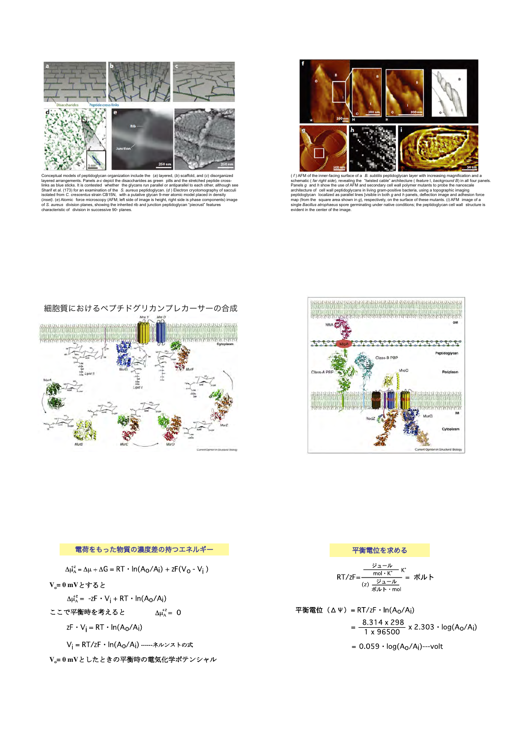Conceptual models of peptidoglycan organization include the (*a*) layered, (*b*) scaffold, and (*c*) disorganized layered arrangements. Panels *a-c* depict the disaccharides as green pills and the stretched peptide cross-links as blue sticks. It is contested whether the glycans run parallel or antiparallel to each other, although see Sharif et al. (173) for an examination of the *S. aureus* peptidoglycan. (*d*) Electron cryotomography of sacculi isolated from *C. crescentus* strain CB15N, with a putative glycan 9-mer atomic model placed in density (*inset*). (*e*) Atomic force microscopy (AFM; left side of image is height, right side is phase components) image of *S. aureus* division planes, showing the inherited rib and junction peptidoglycan "piecrust" features characteristic of division in successive 90° planes.

(*f*) AFM of the inner-facing surface of a *B. subtilis* peptidoglycan layer with increasing magnification and a schematic (*far right side*), revealing the "twisted cable" architecture (*feature I, background B*) in all four panels. Panels *g* and *h* show the use of AFM and secondary cell wall polymer mutants to probe the nanoscale architecture of cell wall peptidoglycans in living gram-positive bacteria, using a topographic imaging peptidoglycan localized as parallel lines [visible in both *g* and *h* panels, deflection image and adhesion force map (from the square area shown in *g*), respectively, on the surface of these mutants. (*i*) AFM image of a single *Bacillus atrophaeus* spore germinating under native conditions; the peptidoglycan cell wall structure is evident in the center of the image.

## 細胞質におけるペプチドグリカンプレカーサーの合成

## 電荷をもった物質の濃度差の持つエネルギー

$$\Delta\mu_A^{+z} = \Delta\mu + \Delta G = RT \cdot \ln(A_O/A_i) + zF(V_O - V_i)$$

**$V_o$= 0 mVとすると**

$$\Delta\mu_A^{+z} = -zF \cdot V_i + RT \cdot \ln(A_O/A_i)$$

ここで平衡時を考えると　　$\Delta\mu_A^{+z} = 0$

$$zF \cdot V_i = RT \cdot \ln(A_O/A_i)$$

$$V_i = RT/zF \cdot \ln(A_O/A_i)$$ ------ネルンストの式

**$V_o$= 0 mVとしたときの平衡時の電気化学ポテンシャル**

## 平衡電位を求める

$$RT/zF = \frac{\frac{\text{ジュール}}{\text{mol} \cdot \text{K}^\circ}\ \text{K}^\circ}{(z)\ \frac{\text{ジュール}}{\text{ボルト} \cdot \text{mol}}} = \text{ボルト}$$

$$\text{平衡電位}(\Delta\Psi) = RT/zF \cdot \ln(A_O/A_i)$$

$$= \frac{8.314 \times 298}{1 \times 96500} \times 2.303 \cdot \log(A_O/A_i)$$

$$= 0.059 \cdot \log(A_O/A_i)\text{---volt}$$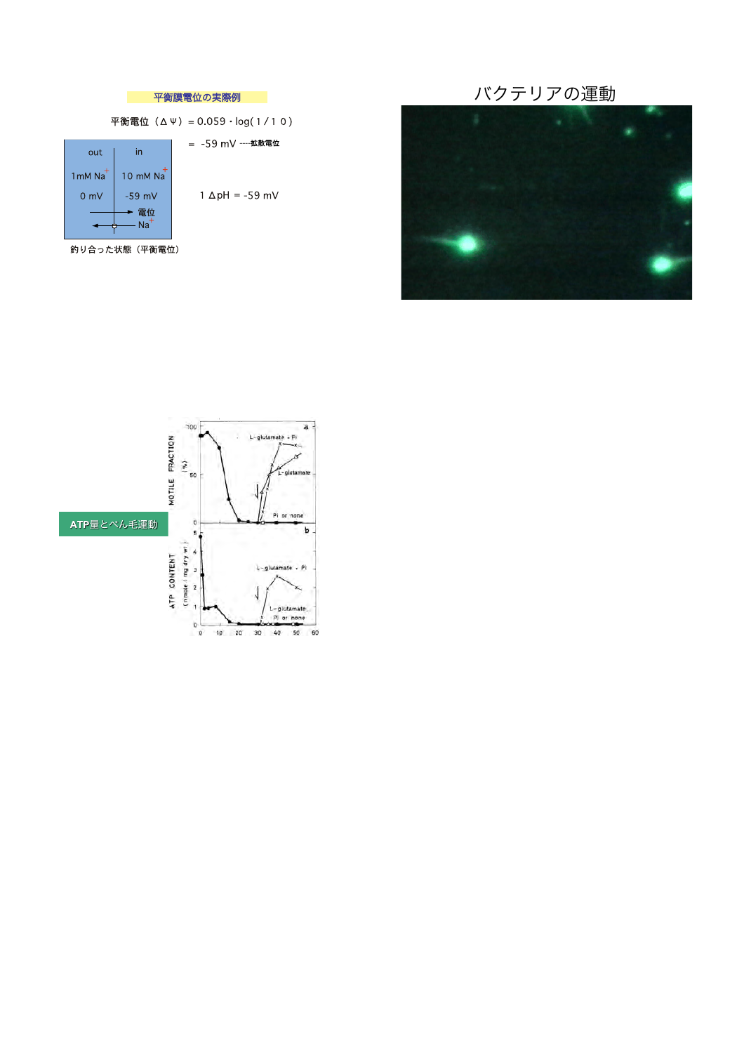平衡膜電位の実際例

平衡電位（$\Delta \Psi$）＝0.059・log(1/10)

＝ -59 mV ----拡散電位

out

in

1mM $Na^+$

10 mM $Na^+$

0 mV

-59 mV

電位

$Na^+$

釣り合った状態（平衡電位）

1 $\Delta$pH ＝ -59 mV

バクテリアの運動

ATP量とべん毛運動

a

MOTILE FRACTION (%)

100

50

0

L-glutamate + Pi

L-glutamate

Pi or none

b

ATP CONTENT (nmole / mg dry wt)

5

4

3

2

1

0

L-glutamate + Pi

L-glutamate,

Pi or none

0 10 20 30 40 50 60